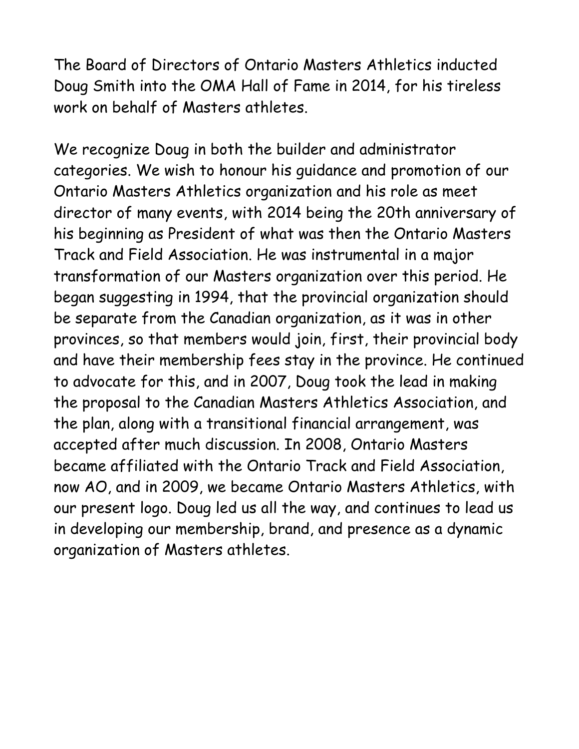The Board of Directors of Ontario Masters Athletics inducted Doug Smith into the OMA Hall of Fame in 2014, for his tireless work on behalf of Masters athletes.

We recognize Doug in both the builder and administrator categories. We wish to honour his guidance and promotion of our Ontario Masters Athletics organization and his role as meet director of many events, with 2014 being the 20th anniversary of his beginning as President of what was then the Ontario Masters Track and Field Association. He was instrumental in a major transformation of our Masters organization over this period. He began suggesting in 1994, that the provincial organization should be separate from the Canadian organization, as it was in other provinces, so that members would join, first, their provincial body and have their membership fees stay in the province. He continued to advocate for this, and in 2007, Doug took the lead in making the proposal to the Canadian Masters Athletics Association, and the plan, along with a transitional financial arrangement, was accepted after much discussion. In 2008, Ontario Masters became affiliated with the Ontario Track and Field Association, now AO, and in 2009, we became Ontario Masters Athletics, with our present logo. Doug led us all the way, and continues to lead us in developing our membership, brand, and presence as a dynamic organization of Masters athletes.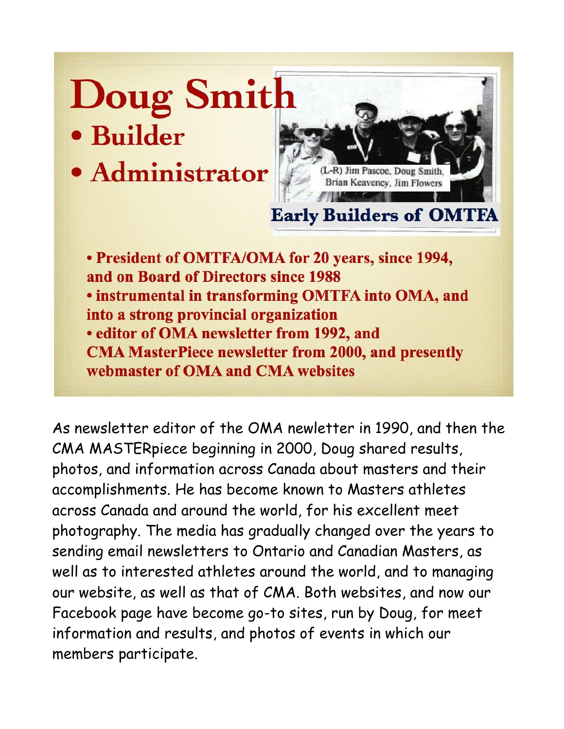# Doug Smith

- **Builder**
- **Administrator**

(L-R) Jim Pascoe, Doug Smith, Brian Keaveney, Jim Flowers

**Early Builders of OMTFA**

- **President of OMTFA/OMA for 20 years, since 1994, and on Board of Directors since 1988**
- **instrumental in transforming OMTFA into OMA, and into a strong provincial organization**
- **editor of OMA newsletter from 1992, and CMA MasterPiece newsletter from 2000, and presently webmaster of OMA and CMA websites**

As newsletter editor of the OMA newletter in 1990, and then the CMA MASTERpiece beginning in 2000, Doug shared results, photos, and information across Canada about masters and their accomplishments. He has become known to Masters athletes across Canada and around the world, for his excellent meet photography. The media has gradually changed over the years to sending email newsletters to Ontario and Canadian Masters, as well as to interested athletes around the world, and to managing our website, as well as that of CMA. Both websites, and now our Facebook page have become go-to sites, run by Doug, for meet information and results, and photos of events in which our members participate.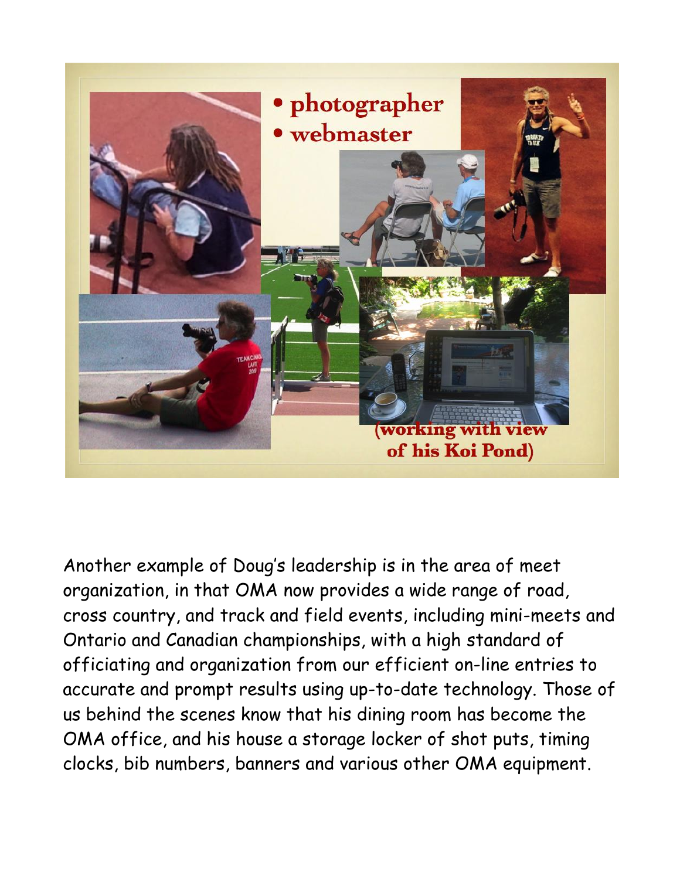- photographer
- webmaster

(working with view of his Koi Pond)

Another example of Doug's leadership is in the area of meet organization, in that OMA now provides a wide range of road, cross country, and track and field events, including mini-meets and Ontario and Canadian championships, with a high standard of officiating and organization from our efficient on-line entries to accurate and prompt results using up-to-date technology. Those of us behind the scenes know that his dining room has become the OMA office, and his house a storage locker of shot puts, timing clocks, bib numbers, banners and various other OMA equipment.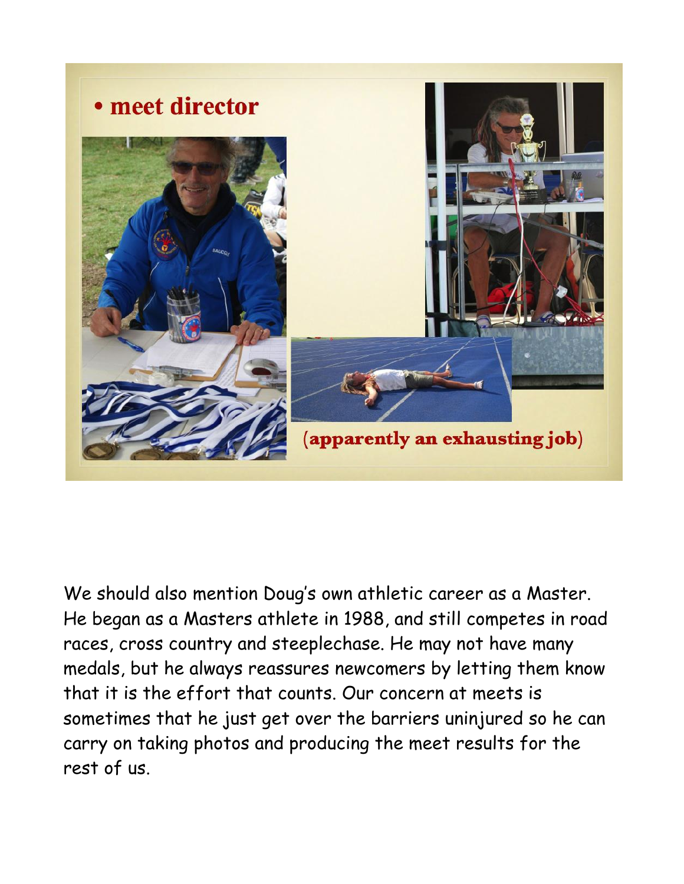• **meet director**

**(apparently an exhausting job)**

We should also mention Doug's own athletic career as a Master. He began as a Masters athlete in 1988, and still competes in road races, cross country and steeplechase. He may not have many medals, but he always reassures newcomers by letting them know that it is the effort that counts. Our concern at meets is sometimes that he just get over the barriers uninjured so he can carry on taking photos and producing the meet results for the rest of us.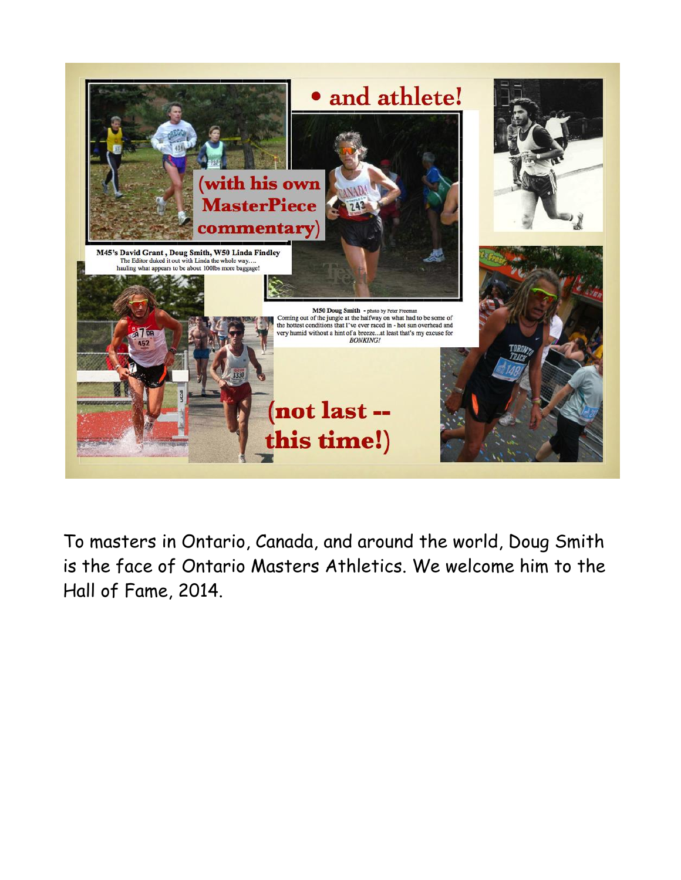• and athlete!

(with his own MasterPiece commentary)

**M45's David Grant , Doug Smith, W50 Linda Findley**
The Editor duked it out with Linda the whole way….
hauling what appears to be about 100lbs more baggage!

**M50 Doug Smith** - photo by Peter Freeman
Coming out of the jungle at the halfway on what had to be some of the hottest conditions that I've ever raced in - hot sun overhead and very humid without a hint of a breeze...at least that's my excuse for *BONKING!*

(not last -- this time!)

To masters in Ontario, Canada, and around the world, Doug Smith is the face of Ontario Masters Athletics. We welcome him to the Hall of Fame, 2014.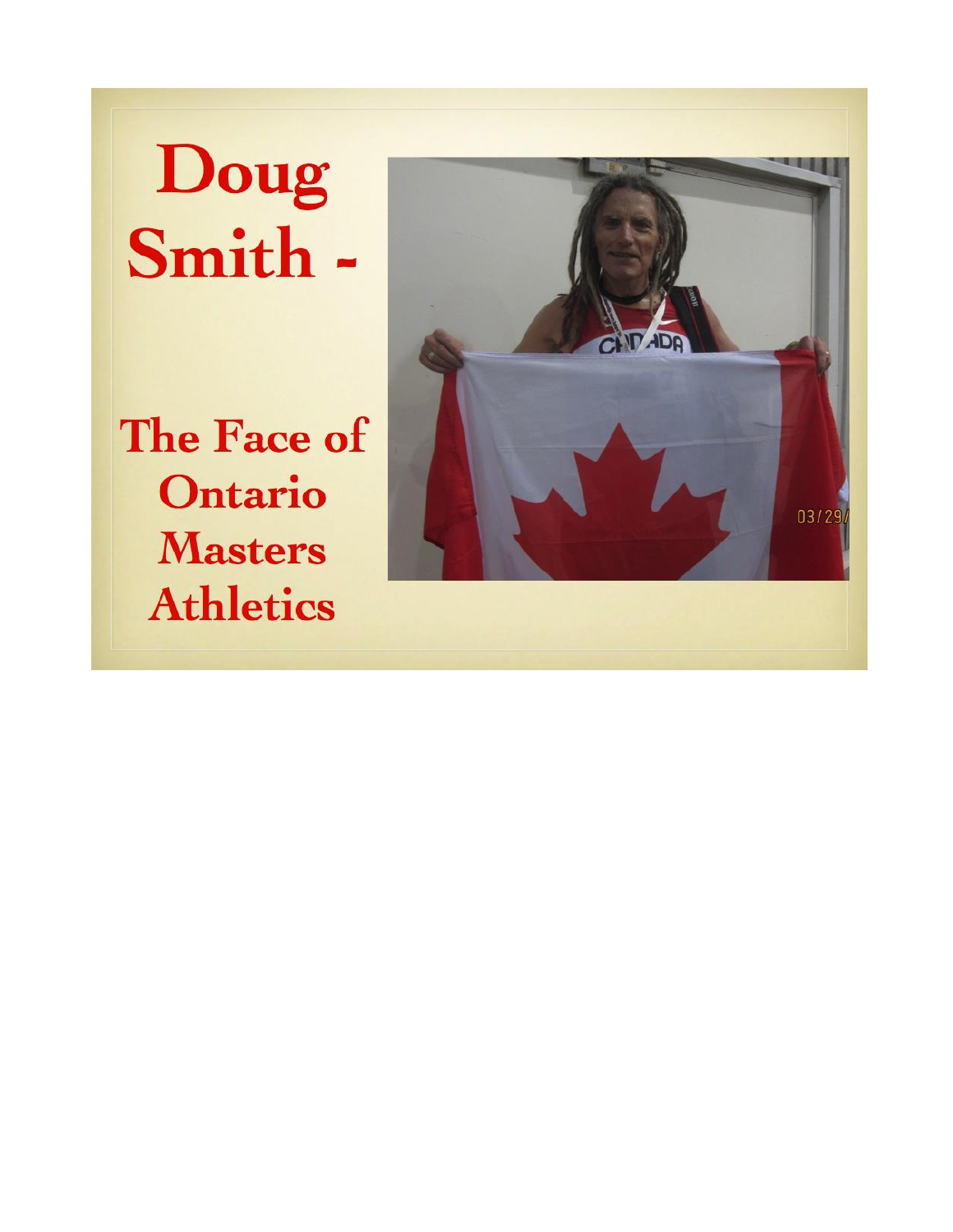# Doug Smith -

## The Face of Ontario Masters Athletics